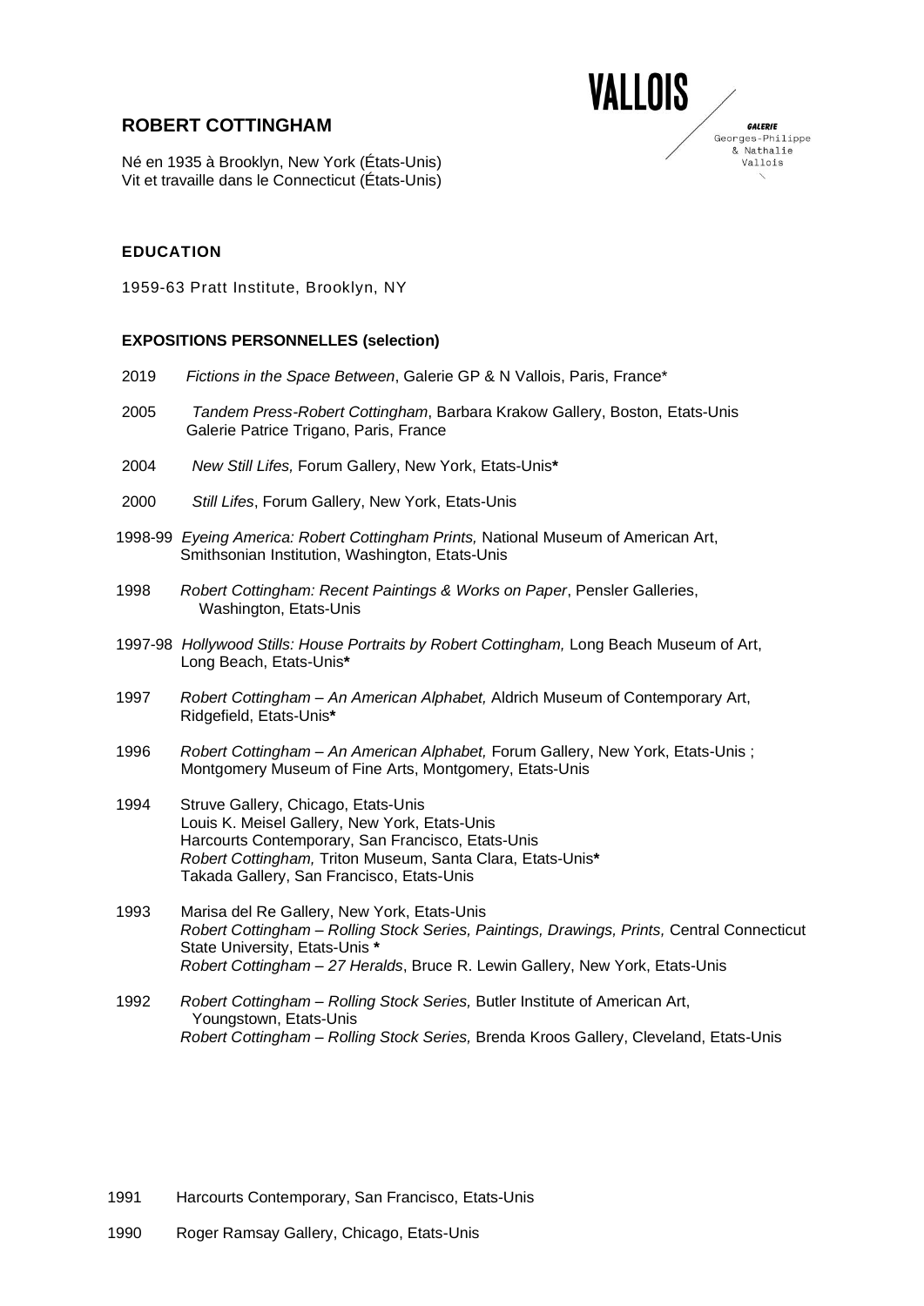# ROBERT COTTINGHAM

Né en 1935 à Brooklyn, New York (États-Unis)
Vit et travaille dans le Connecticut (États-Unis)

VALLOIS
GALERIE
Georges-Philippe & Nathalie Vallois

## EDUCATION

1959-63 Pratt Institute, Brooklyn, NY

## EXPOSITIONS PERSONNELLES (selection)

2019 *Fictions in the Space Between*, Galerie GP & N Vallois, Paris, France*

2005 *Tandem Press-Robert Cottingham*, Barbara Krakow Gallery, Boston, Etats-Unis
Galerie Patrice Trigano, Paris, France

2004 *New Still Lifes,* Forum Gallery, New York, Etats-Unis**\***

2000 *Still Lifes*, Forum Gallery, New York, Etats-Unis

1998-99 *Eyeing America: Robert Cottingham Prints,* National Museum of American Art, Smithsonian Institution, Washington, Etats-Unis

1998 *Robert Cottingham: Recent Paintings & Works on Paper*, Pensler Galleries, Washington, Etats-Unis

1997-98 *Hollywood Stills: House Portraits by Robert Cottingham,* Long Beach Museum of Art, Long Beach, Etats-Unis**\***

1997 *Robert Cottingham – An American Alphabet,* Aldrich Museum of Contemporary Art, Ridgefield, Etats-Unis**\***

1996 *Robert Cottingham – An American Alphabet,* Forum Gallery, New York, Etats-Unis ; Montgomery Museum of Fine Arts, Montgomery, Etats-Unis

1994 Struve Gallery, Chicago, Etats-Unis
Louis K. Meisel Gallery, New York, Etats-Unis
Harcourts Contemporary, San Francisco, Etats-Unis
*Robert Cottingham,* Triton Museum, Santa Clara, Etats-Unis**\***
Takada Gallery, San Francisco, Etats-Unis

1993 Marisa del Re Gallery, New York, Etats-Unis
*Robert Cottingham – Rolling Stock Series, Paintings, Drawings, Prints,* Central Connecticut State University, Etats-Unis **\***
*Robert Cottingham – 27 Heralds*, Bruce R. Lewin Gallery, New York, Etats-Unis

1992 *Robert Cottingham – Rolling Stock Series,* Butler Institute of American Art, Youngstown, Etats-Unis
*Robert Cottingham – Rolling Stock Series,* Brenda Kroos Gallery, Cleveland, Etats-Unis

1991 Harcourts Contemporary, San Francisco, Etats-Unis

1990 Roger Ramsay Gallery, Chicago, Etats-Unis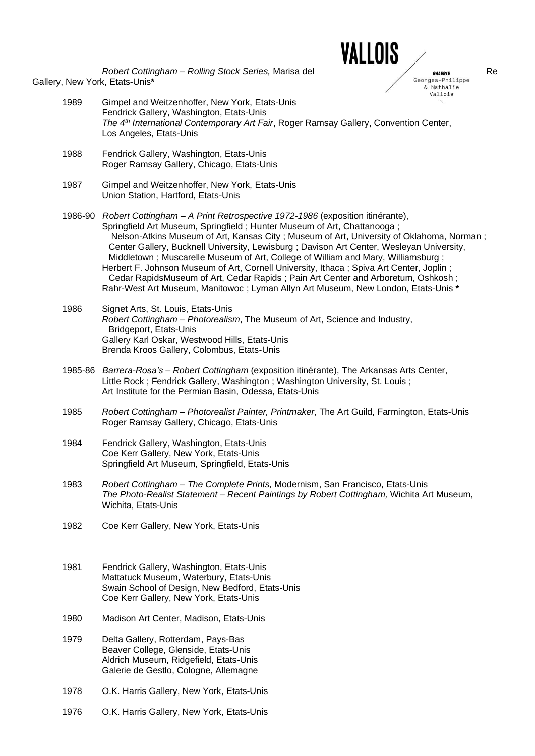*Robert Cottingham – Rolling Stock Series,* Marisa del Re Gallery, New York, Etats-Unis*

1989 Gimpel and Weitzenhoffer, New York, Etats-Unis
Fendrick Gallery, Washington, Etats-Unis
*The 4th International Contemporary Art Fair*, Roger Ramsay Gallery, Convention Center, Los Angeles, Etats-Unis

1988 Fendrick Gallery, Washington, Etats-Unis
Roger Ramsay Gallery, Chicago, Etats-Unis

1987 Gimpel and Weitzenhoffer, New York, Etats-Unis
Union Station, Hartford, Etats-Unis

1986-90 *Robert Cottingham – A Print Retrospective 1972-1986* (exposition itinérante), Springfield Art Museum, Springfield ; Hunter Museum of Art, Chattanooga ; Nelson-Atkins Museum of Art, Kansas City ; Museum of Art, University of Oklahoma, Norman ; Center Gallery, Bucknell University, Lewisburg ; Davison Art Center, Wesleyan University, Middletown ; Muscarelle Museum of Art, College of William and Mary, Williamsburg ; Herbert F. Johnson Museum of Art, Cornell University, Ithaca ; Spiva Art Center, Joplin ; Cedar RapidsMuseum of Art, Cedar Rapids ; Pain Art Center and Arboretum, Oshkosh ; Rahr-West Art Museum, Manitowoc ; Lyman Allyn Art Museum, New London, Etats-Unis *

1986 Signet Arts, St. Louis, Etats-Unis
*Robert Cottingham – Photorealism*, The Museum of Art, Science and Industry, Bridgeport, Etats-Unis
Gallery Karl Oskar, Westwood Hills, Etats-Unis
Brenda Kroos Gallery, Colombus, Etats-Unis

1985-86 *Barrera-Rosa's – Robert Cottingham* (exposition itinérante), The Arkansas Arts Center, Little Rock ; Fendrick Gallery, Washington ; Washington University, St. Louis ; Art Institute for the Permian Basin, Odessa, Etats-Unis

1985 *Robert Cottingham – Photorealist Painter, Printmaker*, The Art Guild, Farmington, Etats-Unis
Roger Ramsay Gallery, Chicago, Etats-Unis

1984 Fendrick Gallery, Washington, Etats-Unis
Coe Kerr Gallery, New York, Etats-Unis
Springfield Art Museum, Springfield, Etats-Unis

1983 *Robert Cottingham – The Complete Prints,* Modernism, San Francisco, Etats-Unis
*The Photo-Realist Statement – Recent Paintings by Robert Cottingham,* Wichita Art Museum, Wichita, Etats-Unis

1982 Coe Kerr Gallery, New York, Etats-Unis

1981 Fendrick Gallery, Washington, Etats-Unis
Mattatuck Museum, Waterbury, Etats-Unis
Swain School of Design, New Bedford, Etats-Unis
Coe Kerr Gallery, New York, Etats-Unis

1980 Madison Art Center, Madison, Etats-Unis

1979 Delta Gallery, Rotterdam, Pays-Bas
Beaver College, Glenside, Etats-Unis
Aldrich Museum, Ridgefield, Etats-Unis
Galerie de Gestlo, Cologne, Allemagne

1978 O.K. Harris Gallery, New York, Etats-Unis

1976 O.K. Harris Gallery, New York, Etats-Unis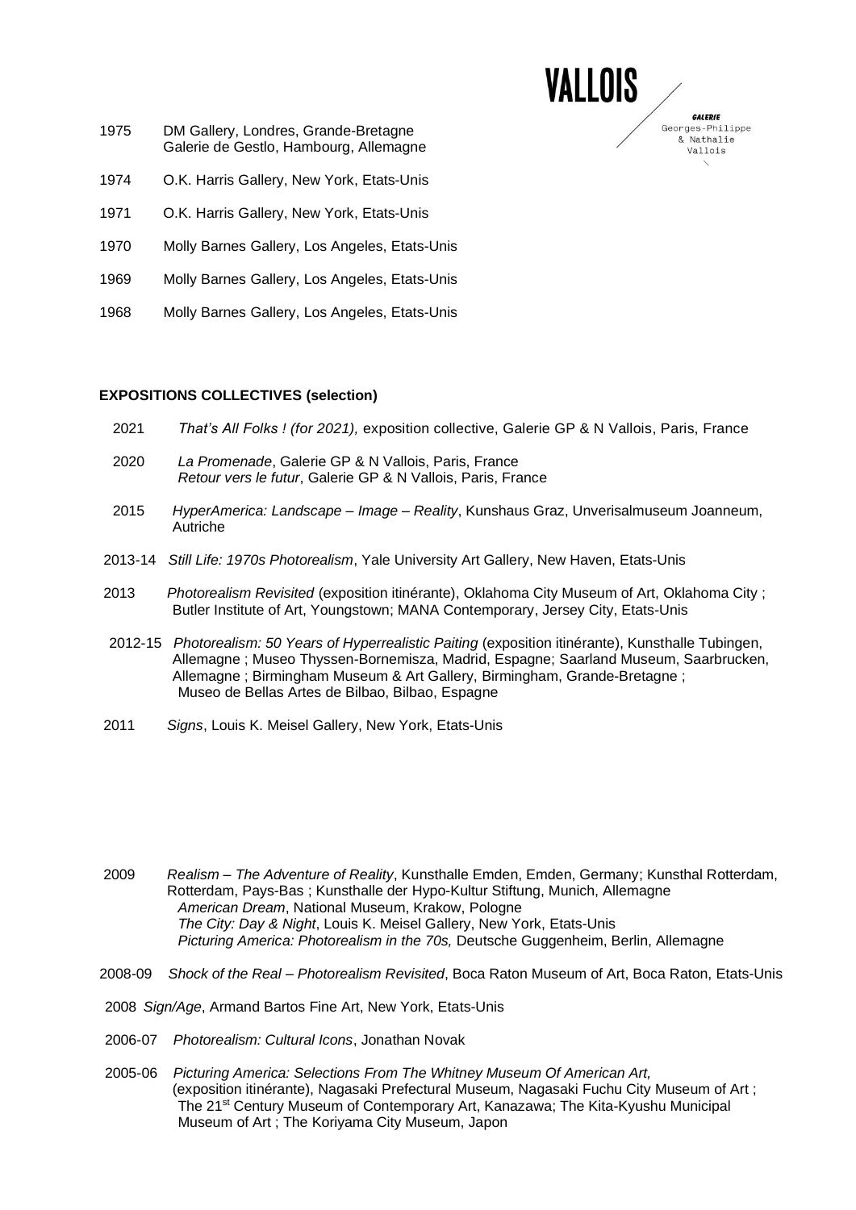1975 DM Gallery, Londres, Grande-Bretagne
Galerie de Gestlo, Hambourg, Allemagne

1974 O.K. Harris Gallery, New York, Etats-Unis

1971 O.K. Harris Gallery, New York, Etats-Unis

1970 Molly Barnes Gallery, Los Angeles, Etats-Unis

1969 Molly Barnes Gallery, Los Angeles, Etats-Unis

1968 Molly Barnes Gallery, Los Angeles, Etats-Unis

**EXPOSITIONS COLLECTIVES (selection)**

2021 *That's All Folks ! (for 2021),* exposition collective, Galerie GP & N Vallois, Paris, France

2020 *La Promenade*, Galerie GP & N Vallois, Paris, France
*Retour vers le futur*, Galerie GP & N Vallois, Paris, France

2015 *HyperAmerica: Landscape – Image – Reality*, Kunshaus Graz, Unverisalmuseum Joanneum, Autriche

2013-14 *Still Life: 1970s Photorealism*, Yale University Art Gallery, New Haven, Etats-Unis

2013 *Photorealism Revisited* (exposition itinérante), Oklahoma City Museum of Art, Oklahoma City ; Butler Institute of Art, Youngstown; MANA Contemporary, Jersey City, Etats-Unis

2012-15 *Photorealism: 50 Years of Hyperrealistic Paiting* (exposition itinérante), Kunsthalle Tubingen, Allemagne ; Museo Thyssen-Bornemisza, Madrid, Espagne; Saarland Museum, Saarbrucken, Allemagne ; Birmingham Museum & Art Gallery, Birmingham, Grande-Bretagne ; Museo de Bellas Artes de Bilbao, Bilbao, Espagne

2011 *Signs*, Louis K. Meisel Gallery, New York, Etats-Unis

2009 *Realism – The Adventure of Reality*, Kunsthalle Emden, Emden, Germany; Kunsthal Rotterdam, Rotterdam, Pays-Bas ; Kunsthalle der Hypo-Kultur Stiftung, Munich, Allemagne
*American Dream*, National Museum, Krakow, Pologne
*The City: Day & Night*, Louis K. Meisel Gallery, New York, Etats-Unis
*Picturing America: Photorealism in the 70s,* Deutsche Guggenheim, Berlin, Allemagne

2008-09 *Shock of the Real – Photorealism Revisited*, Boca Raton Museum of Art, Boca Raton, Etats-Unis

2008 *Sign/Age*, Armand Bartos Fine Art, New York, Etats-Unis

2006-07 *Photorealism: Cultural Icons*, Jonathan Novak

2005-06 *Picturing America: Selections From The Whitney Museum Of American Art,* (exposition itinérante), Nagasaki Prefectural Museum, Nagasaki Fuchu City Museum of Art ; The 21st Century Museum of Contemporary Art, Kanazawa; The Kita-Kyushu Municipal Museum of Art ; The Koriyama City Museum, Japon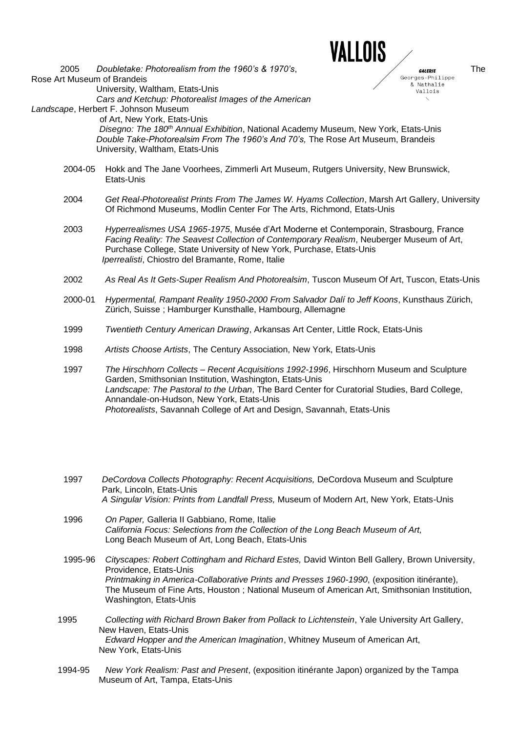2005 *Doubletake: Photorealism from the 1960's & 1970's*, The Rose Art Museum of Brandeis University, Waltham, Etats-Unis
*Cars and Ketchup: Photorealist Images of the American Landscape*, Herbert F. Johnson Museum of Art, New York, Etats-Unis
*Disegno: The 180th Annual Exhibition*, National Academy Museum, New York, Etats-Unis
*Double Take-Photorealsim From The 1960's And 70's,* The Rose Art Museum, Brandeis University, Waltham, Etats-Unis

2004-05 Hokk and The Jane Voorhees, Zimmerli Art Museum, Rutgers University, New Brunswick, Etats-Unis

2004 *Get Real-Photorealist Prints From The James W. Hyams Collection*, Marsh Art Gallery, University Of Richmond Museums, Modlin Center For The Arts, Richmond, Etats-Unis

2003 *Hyperrealismes USA 1965-1975*, Musée d'Art Moderne et Contemporain, Strasbourg, France
*Facing Reality: The Seavest Collection of Contemporary Realism*, Neuberger Museum of Art, Purchase College, State University of New York, Purchase, Etats-Unis
*Iperrealisti*, Chiostro del Bramante, Rome, Italie

2002 *As Real As It Gets-Super Realism And Photorealsim*, Tuscon Museum Of Art, Tuscon, Etats-Unis

2000-01 *Hypermental, Rampant Reality 1950-2000 From Salvador Dalí to Jeff Koons*, Kunsthaus Zürich, Zürich, Suisse ; Hamburger Kunsthalle, Hambourg, Allemagne

1999 *Twentieth Century American Drawing*, Arkansas Art Center, Little Rock, Etats-Unis

1998 *Artists Choose Artists*, The Century Association, New York, Etats-Unis

1997 *The Hirschhorn Collects – Recent Acquisitions 1992-1996*, Hirschhorn Museum and Sculpture Garden, Smithsonian Institution, Washington, Etats-Unis
*Landscape: The Pastoral to the Urban*, The Bard Center for Curatorial Studies, Bard College, Annandale-on-Hudson, New York, Etats-Unis
*Photorealists*, Savannah College of Art and Design, Savannah, Etats-Unis

1997 *DeCordova Collects Photography: Recent Acquisitions,* DeCordova Museum and Sculpture Park, Lincoln, Etats-Unis
*A Singular Vision: Prints from Landfall Press,* Museum of Modern Art, New York, Etats-Unis

1996 *On Paper,* Galleria II Gabbiano, Rome, Italie
*California Focus: Selections from the Collection of the Long Beach Museum of Art,* Long Beach Museum of Art, Long Beach, Etats-Unis

1995-96 *Cityscapes: Robert Cottingham and Richard Estes,* David Winton Bell Gallery, Brown University, Providence, Etats-Unis
*Printmaking in America-Collaborative Prints and Presses 1960-1990*, (exposition itinérante), The Museum of Fine Arts, Houston ; National Museum of American Art, Smithsonian Institution, Washington, Etats-Unis

1995 *Collecting with Richard Brown Baker from Pollack to Lichtenstein*, Yale University Art Gallery, New Haven, Etats-Unis
*Edward Hopper and the American Imagination*, Whitney Museum of American Art, New York, Etats-Unis

1994-95 *New York Realism: Past and Present*, (exposition itinérante Japon) organized by the Tampa Museum of Art, Tampa, Etats-Unis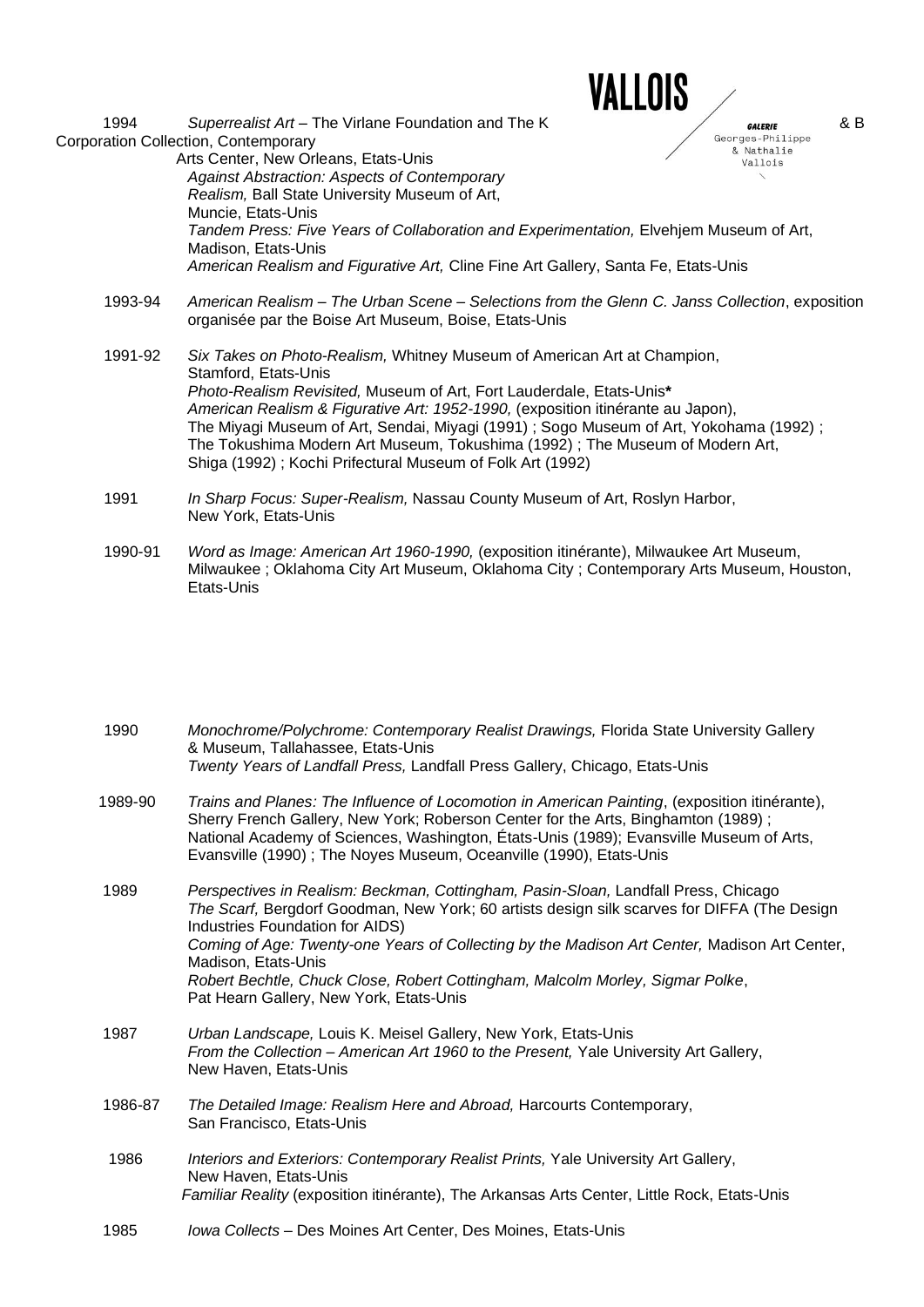1994 *Superrealist Art* – The Virlane Foundation and The K & B Corporation Collection, Contemporary Arts Center, New Orleans, Etats-Unis
*Against Abstraction: Aspects of Contemporary Realism,* Ball State University Museum of Art, Muncie, Etats-Unis
*Tandem Press: Five Years of Collaboration and Experimentation,* Elvehjem Museum of Art, Madison, Etats-Unis
*American Realism and Figurative Art,* Cline Fine Art Gallery, Santa Fe, Etats-Unis

1993-94 *American Realism – The Urban Scene – Selections from the Glenn C. Janss Collection*, exposition organisée par the Boise Art Museum, Boise, Etats-Unis

1991-92 *Six Takes on Photo-Realism,* Whitney Museum of American Art at Champion, Stamford, Etats-Unis
*Photo-Realism Revisited,* Museum of Art, Fort Lauderdale, Etats-Unis**\***
*American Realism & Figurative Art: 1952-1990,* (exposition itinérante au Japon), The Miyagi Museum of Art, Sendai, Miyagi (1991) ; Sogo Museum of Art, Yokohama (1992) ; The Tokushima Modern Art Museum, Tokushima (1992) ; The Museum of Modern Art, Shiga (1992) ; Kochi Prifectural Museum of Folk Art (1992)

1991 *In Sharp Focus: Super-Realism,* Nassau County Museum of Art, Roslyn Harbor, New York, Etats-Unis

1990-91 *Word as Image: American Art 1960-1990,* (exposition itinérante), Milwaukee Art Museum, Milwaukee ; Oklahoma City Art Museum, Oklahoma City ; Contemporary Arts Museum, Houston, Etats-Unis

1990 *Monochrome/Polychrome: Contemporary Realist Drawings,* Florida State University Gallery & Museum, Tallahassee, Etats-Unis
*Twenty Years of Landfall Press,* Landfall Press Gallery, Chicago, Etats-Unis

1989-90 *Trains and Planes: The Influence of Locomotion in American Painting*, (exposition itinérante), Sherry French Gallery, New York; Roberson Center for the Arts, Binghamton (1989) ; National Academy of Sciences, Washington, États-Unis (1989); Evansville Museum of Arts, Evansville (1990) ; The Noyes Museum, Oceanville (1990), Etats-Unis

1989 *Perspectives in Realism: Beckman, Cottingham, Pasin-Sloan,* Landfall Press, Chicago
*The Scarf,* Bergdorf Goodman, New York; 60 artists design silk scarves for DIFFA (The Design Industries Foundation for AIDS)
*Coming of Age: Twenty-one Years of Collecting by the Madison Art Center,* Madison Art Center, Madison, Etats-Unis
*Robert Bechtle, Chuck Close, Robert Cottingham, Malcolm Morley, Sigmar Polke*, Pat Hearn Gallery, New York, Etats-Unis

1987 *Urban Landscape,* Louis K. Meisel Gallery, New York, Etats-Unis
*From the Collection – American Art 1960 to the Present,* Yale University Art Gallery, New Haven, Etats-Unis

1986-87 *The Detailed Image: Realism Here and Abroad,* Harcourts Contemporary, San Francisco, Etats-Unis

1986 *Interiors and Exteriors: Contemporary Realist Prints,* Yale University Art Gallery, New Haven, Etats-Unis
*Familiar Reality* (exposition itinérante), The Arkansas Arts Center, Little Rock, Etats-Unis

1985 *Iowa Collects* – Des Moines Art Center, Des Moines, Etats-Unis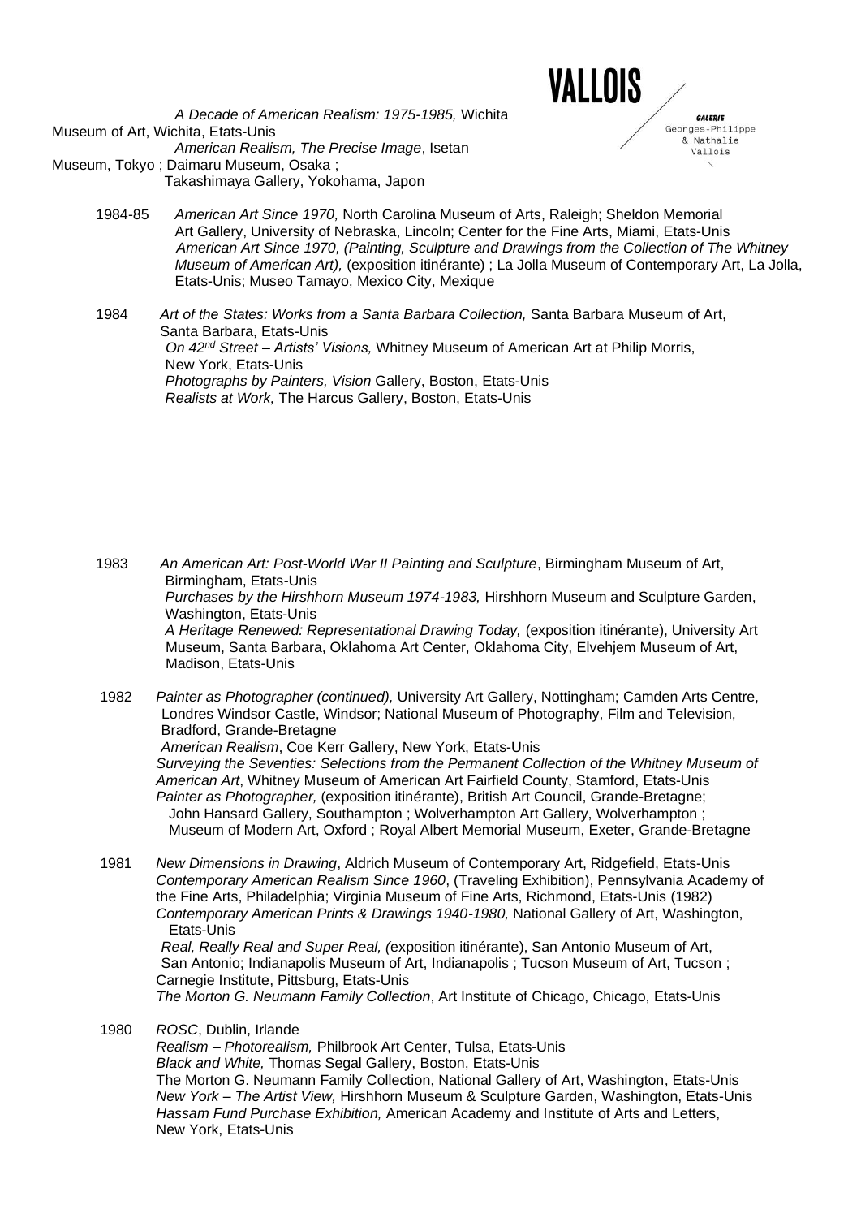*A Decade of American Realism: 1975-1985,* Wichita Museum of Art, Wichita, Etats-Unis
*American Realism, The Precise Image*, Isetan Museum, Tokyo ; Daimaru Museum, Osaka ; Takashimaya Gallery, Yokohama, Japon

1984-85 *American Art Since 1970,* North Carolina Museum of Arts, Raleigh; Sheldon Memorial Art Gallery, University of Nebraska, Lincoln; Center for the Fine Arts, Miami, Etats-Unis
*American Art Since 1970, (Painting, Sculpture and Drawings from the Collection of The Whitney Museum of American Art),* (exposition itinérante) ; La Jolla Museum of Contemporary Art, La Jolla, Etats-Unis; Museo Tamayo, Mexico City, Mexique

1984 *Art of the States: Works from a Santa Barbara Collection,* Santa Barbara Museum of Art, Santa Barbara, Etats-Unis
*On 42nd Street – Artists' Visions,* Whitney Museum of American Art at Philip Morris, New York, Etats-Unis
*Photographs by Painters, Vision* Gallery, Boston, Etats-Unis
*Realists at Work,* The Harcus Gallery, Boston, Etats-Unis

1983 *An American Art: Post-World War II Painting and Sculpture*, Birmingham Museum of Art, Birmingham, Etats-Unis
*Purchases by the Hirshhorn Museum 1974-1983,* Hirshhorn Museum and Sculpture Garden, Washington, Etats-Unis
*A Heritage Renewed: Representational Drawing Today,* (exposition itinérante), University Art Museum, Santa Barbara, Oklahoma Art Center, Oklahoma City, Elvehjem Museum of Art, Madison, Etats-Unis

1982 *Painter as Photographer (continued),* University Art Gallery, Nottingham; Camden Arts Centre, Londres Windsor Castle, Windsor; National Museum of Photography, Film and Television, Bradford, Grande-Bretagne
*American Realism*, Coe Kerr Gallery, New York, Etats-Unis
*Surveying the Seventies: Selections from the Permanent Collection of the Whitney Museum of American Art*, Whitney Museum of American Art Fairfield County, Stamford, Etats-Unis
*Painter as Photographer,* (exposition itinérante), British Art Council, Grande-Bretagne; John Hansard Gallery, Southampton ; Wolverhampton Art Gallery, Wolverhampton ; Museum of Modern Art, Oxford ; Royal Albert Memorial Museum, Exeter, Grande-Bretagne

1981 *New Dimensions in Drawing*, Aldrich Museum of Contemporary Art, Ridgefield, Etats-Unis
*Contemporary American Realism Since 1960*, (Traveling Exhibition), Pennsylvania Academy of the Fine Arts, Philadelphia; Virginia Museum of Fine Arts, Richmond, Etats-Unis (1982)
*Contemporary American Prints & Drawings 1940-1980,* National Gallery of Art, Washington, Etats-Unis
*Real, Really Real and Super Real, (*exposition itinérante), San Antonio Museum of Art, San Antonio; Indianapolis Museum of Art, Indianapolis ; Tucson Museum of Art, Tucson ; Carnegie Institute, Pittsburg, Etats-Unis
*The Morton G. Neumann Family Collection*, Art Institute of Chicago, Chicago, Etats-Unis

1980 *ROSC*, Dublin, Irlande
*Realism – Photorealism,* Philbrook Art Center, Tulsa, Etats-Unis
*Black and White,* Thomas Segal Gallery, Boston, Etats-Unis
The Morton G. Neumann Family Collection, National Gallery of Art, Washington, Etats-Unis
*New York – The Artist View,* Hirshhorn Museum & Sculpture Garden, Washington, Etats-Unis
*Hassam Fund Purchase Exhibition,* American Academy and Institute of Arts and Letters, New York, Etats-Unis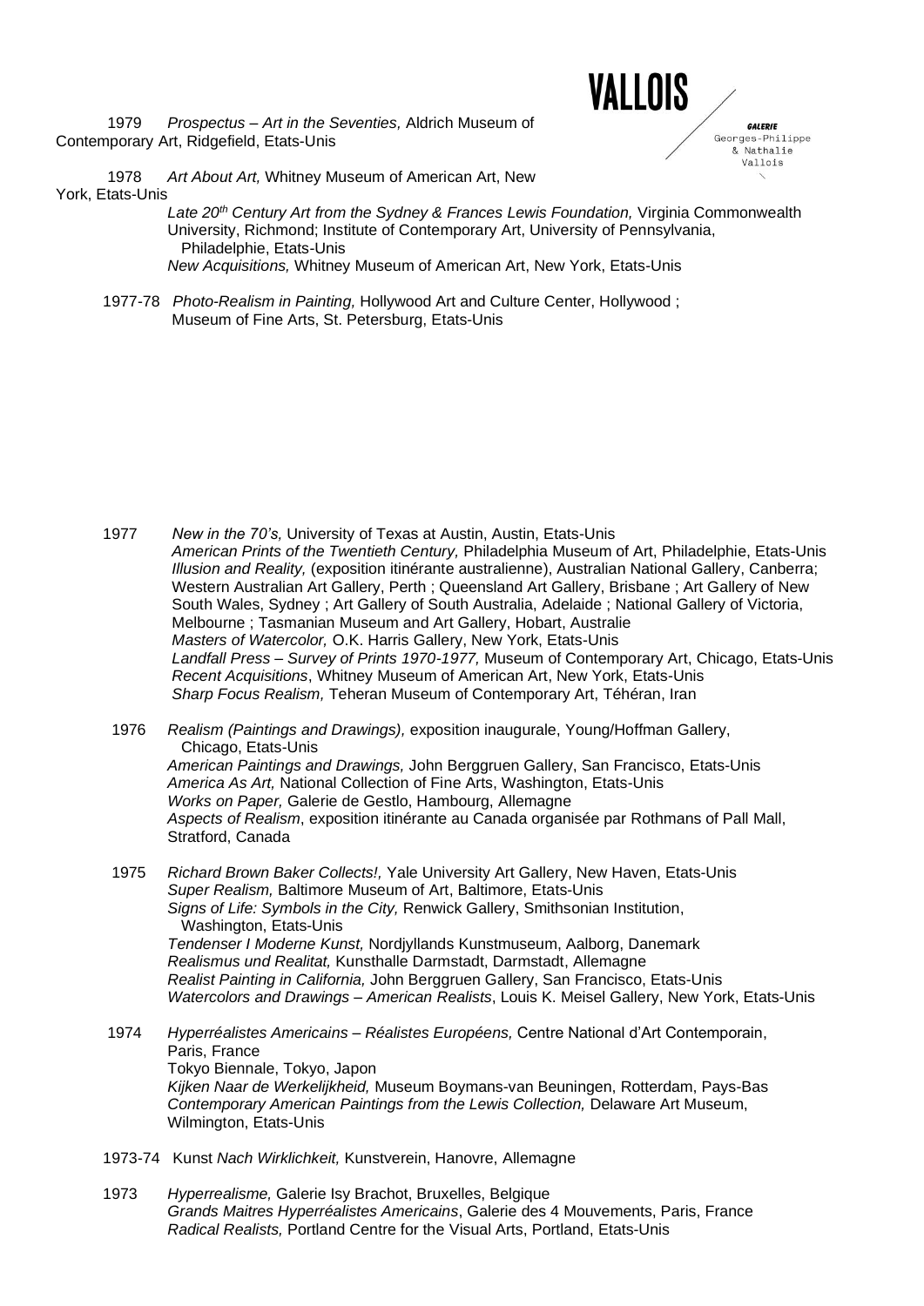1979 *Prospectus – Art in the Seventies,* Aldrich Museum of Contemporary Art, Ridgefield, Etats-Unis

1978 *Art About Art,* Whitney Museum of American Art, New York, Etats-Unis
*Late 20th Century Art from the Sydney & Frances Lewis Foundation,* Virginia Commonwealth University, Richmond; Institute of Contemporary Art, University of Pennsylvania, Philadelphie, Etats-Unis
*New Acquisitions,* Whitney Museum of American Art, New York, Etats-Unis

1977-78 *Photo-Realism in Painting,* Hollywood Art and Culture Center, Hollywood ; Museum of Fine Arts, St. Petersburg, Etats-Unis

1977 *New in the 70's,* University of Texas at Austin, Austin, Etats-Unis
*American Prints of the Twentieth Century,* Philadelphia Museum of Art, Philadelphie, Etats-Unis
*Illusion and Reality,* (exposition itinérante australienne), Australian National Gallery, Canberra; Western Australian Art Gallery, Perth ; Queensland Art Gallery, Brisbane ; Art Gallery of New South Wales, Sydney ; Art Gallery of South Australia, Adelaide ; National Gallery of Victoria, Melbourne ; Tasmanian Museum and Art Gallery, Hobart, Australie
*Masters of Watercolor,* O.K. Harris Gallery, New York, Etats-Unis
*Landfall Press – Survey of Prints 1970-1977,* Museum of Contemporary Art, Chicago, Etats-Unis
*Recent Acquisitions*, Whitney Museum of American Art, New York, Etats-Unis
*Sharp Focus Realism,* Teheran Museum of Contemporary Art, Téhéran, Iran

1976 *Realism (Paintings and Drawings),* exposition inaugurale, Young/Hoffman Gallery, Chicago, Etats-Unis
*American Paintings and Drawings,* John Berggruen Gallery, San Francisco, Etats-Unis
*America As Art,* National Collection of Fine Arts, Washington, Etats-Unis
*Works on Paper,* Galerie de Gestlo, Hambourg, Allemagne
*Aspects of Realism*, exposition itinérante au Canada organisée par Rothmans of Pall Mall, Stratford, Canada

1975 *Richard Brown Baker Collects!,* Yale University Art Gallery, New Haven, Etats-Unis
*Super Realism,* Baltimore Museum of Art, Baltimore, Etats-Unis
*Signs of Life: Symbols in the City,* Renwick Gallery, Smithsonian Institution, Washington, Etats-Unis
*Tendenser I Moderne Kunst,* Nordjyllands Kunstmuseum, Aalborg, Danemark
*Realismus und Realitat,* Kunsthalle Darmstadt, Darmstadt, Allemagne
*Realist Painting in California,* John Berggruen Gallery, San Francisco, Etats-Unis
*Watercolors and Drawings – American Realists*, Louis K. Meisel Gallery, New York, Etats-Unis

1974 *Hyperréalistes Americains – Réalistes Européens,* Centre National d'Art Contemporain, Paris, France
Tokyo Biennale, Tokyo, Japon
*Kijken Naar de Werkelijkheid,* Museum Boymans-van Beuningen, Rotterdam, Pays-Bas
*Contemporary American Paintings from the Lewis Collection,* Delaware Art Museum, Wilmington, Etats-Unis

1973-74 Kunst *Nach Wirklichkeit,* Kunstverein, Hanovre, Allemagne

1973 *Hyperrealisme,* Galerie Isy Brachot, Bruxelles, Belgique
*Grands Maitres Hyperréalistes Americains*, Galerie des 4 Mouvements, Paris, France
*Radical Realists,* Portland Centre for the Visual Arts, Portland, Etats-Unis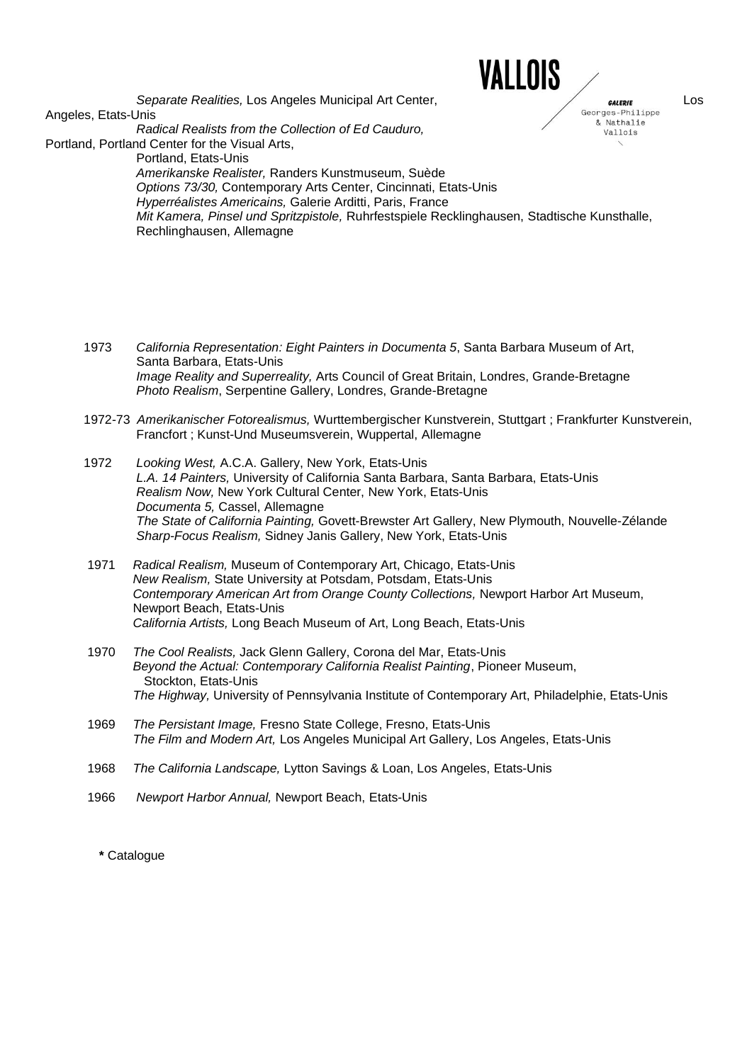*Separate Realities,* Los Angeles Municipal Art Center, Los Angeles, Etats-Unis
*Radical Realists from the Collection of Ed Cauduro,* Portland, Portland Center for the Visual Arts, Portland, Etats-Unis
*Amerikanske Realister,* Randers Kunstmuseum, Suède
*Options 73/30,* Contemporary Arts Center, Cincinnati, Etats-Unis
*Hyperréalistes Americains,* Galerie Arditti, Paris, France
*Mit Kamera, Pinsel und Spritzpistole,* Ruhrfestspiele Recklinghausen, Stadtische Kunsthalle, Rechlinghausen, Allemagne

1973 *California Representation: Eight Painters in Documenta 5*, Santa Barbara Museum of Art, Santa Barbara, Etats-Unis
*Image Reality and Superreality,* Arts Council of Great Britain, Londres, Grande-Bretagne
*Photo Realism*, Serpentine Gallery, Londres, Grande-Bretagne

1972-73 *Amerikanischer Fotorealismus,* Wurttembergischer Kunstverein, Stuttgart ; Frankfurter Kunstverein, Francfort ; Kunst-Und Museumsverein, Wuppertal, Allemagne

1972 *Looking West,* A.C.A. Gallery, New York, Etats-Unis
*L.A. 14 Painters,* University of California Santa Barbara, Santa Barbara, Etats-Unis
*Realism Now,* New York Cultural Center, New York, Etats-Unis
*Documenta 5,* Cassel, Allemagne
*The State of California Painting,* Govett-Brewster Art Gallery, New Plymouth, Nouvelle-Zélande
*Sharp-Focus Realism,* Sidney Janis Gallery, New York, Etats-Unis

1971 *Radical Realism,* Museum of Contemporary Art, Chicago, Etats-Unis
*New Realism,* State University at Potsdam, Potsdam, Etats-Unis
*Contemporary American Art from Orange County Collections,* Newport Harbor Art Museum, Newport Beach, Etats-Unis
*California Artists,* Long Beach Museum of Art, Long Beach, Etats-Unis

1970 *The Cool Realists,* Jack Glenn Gallery, Corona del Mar, Etats-Unis
*Beyond the Actual: Contemporary California Realist Painting*, Pioneer Museum, Stockton, Etats-Unis
*The Highway,* University of Pennsylvania Institute of Contemporary Art, Philadelphie, Etats-Unis

1969 *The Persistant Image,* Fresno State College, Fresno, Etats-Unis
*The Film and Modern Art,* Los Angeles Municipal Art Gallery, Los Angeles, Etats-Unis

1968 *The California Landscape,* Lytton Savings & Loan, Los Angeles, Etats-Unis

1966 *Newport Harbor Annual,* Newport Beach, Etats-Unis

**\*** Catalogue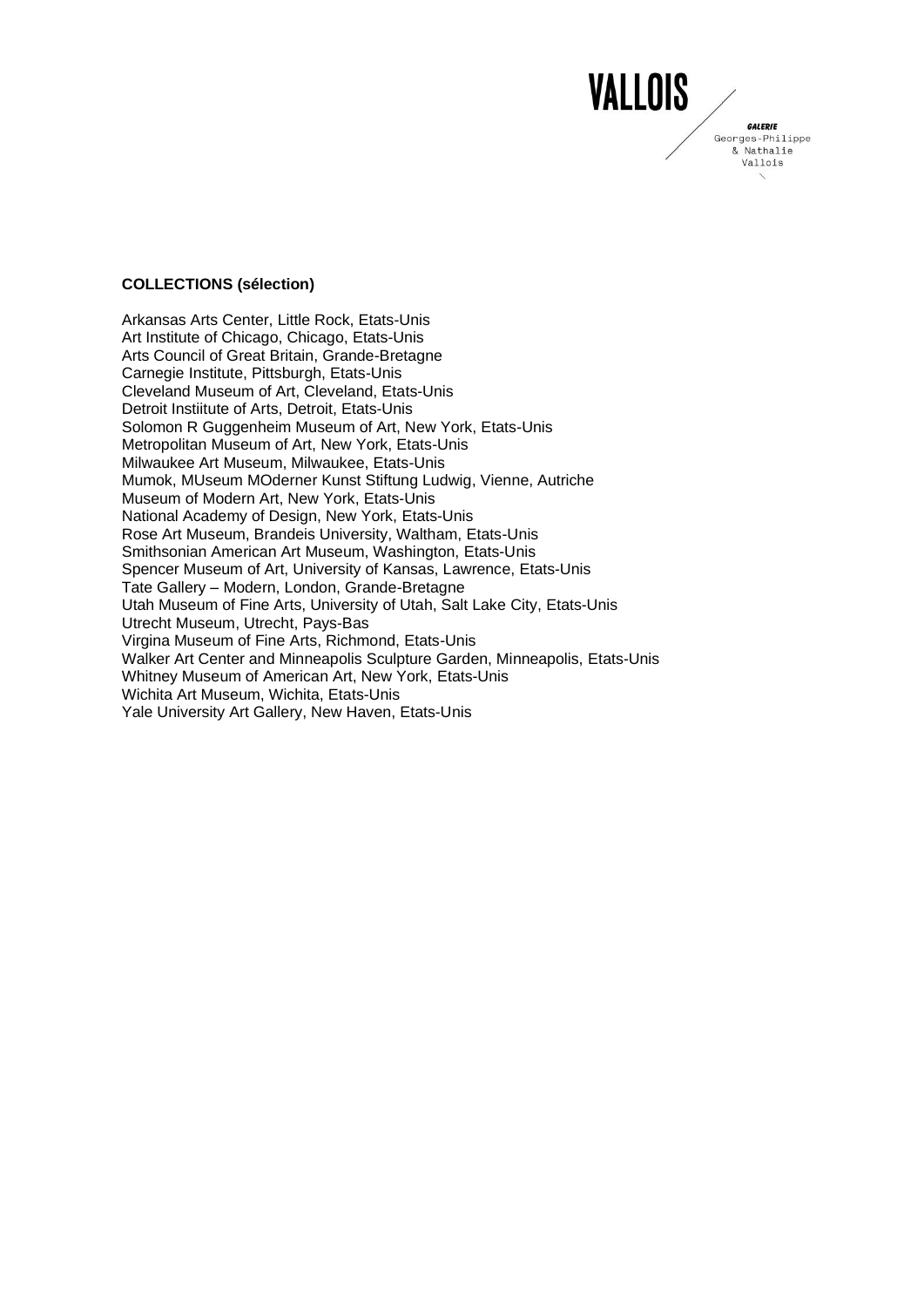**COLLECTIONS (sélection)**

Arkansas Arts Center, Little Rock, Etats-Unis
Art Institute of Chicago, Chicago, Etats-Unis
Arts Council of Great Britain, Grande-Bretagne
Carnegie Institute, Pittsburgh, Etats-Unis
Cleveland Museum of Art, Cleveland, Etats-Unis
Detroit Instiitute of Arts, Detroit, Etats-Unis
Solomon R Guggenheim Museum of Art, New York, Etats-Unis
Metropolitan Museum of Art, New York, Etats-Unis
Milwaukee Art Museum, Milwaukee, Etats-Unis
Mumok, MUseum MOderner Kunst Stiftung Ludwig, Vienne, Autriche
Museum of Modern Art, New York, Etats-Unis
National Academy of Design, New York, Etats-Unis
Rose Art Museum, Brandeis University, Waltham, Etats-Unis
Smithsonian American Art Museum, Washington, Etats-Unis
Spencer Museum of Art, University of Kansas, Lawrence, Etats-Unis
Tate Gallery – Modern, London, Grande-Bretagne
Utah Museum of Fine Arts, University of Utah, Salt Lake City, Etats-Unis
Utrecht Museum, Utrecht, Pays-Bas
Virgina Museum of Fine Arts, Richmond, Etats-Unis
Walker Art Center and Minneapolis Sculpture Garden, Minneapolis, Etats-Unis
Whitney Museum of American Art, New York, Etats-Unis
Wichita Art Museum, Wichita, Etats-Unis
Yale University Art Gallery, New Haven, Etats-Unis